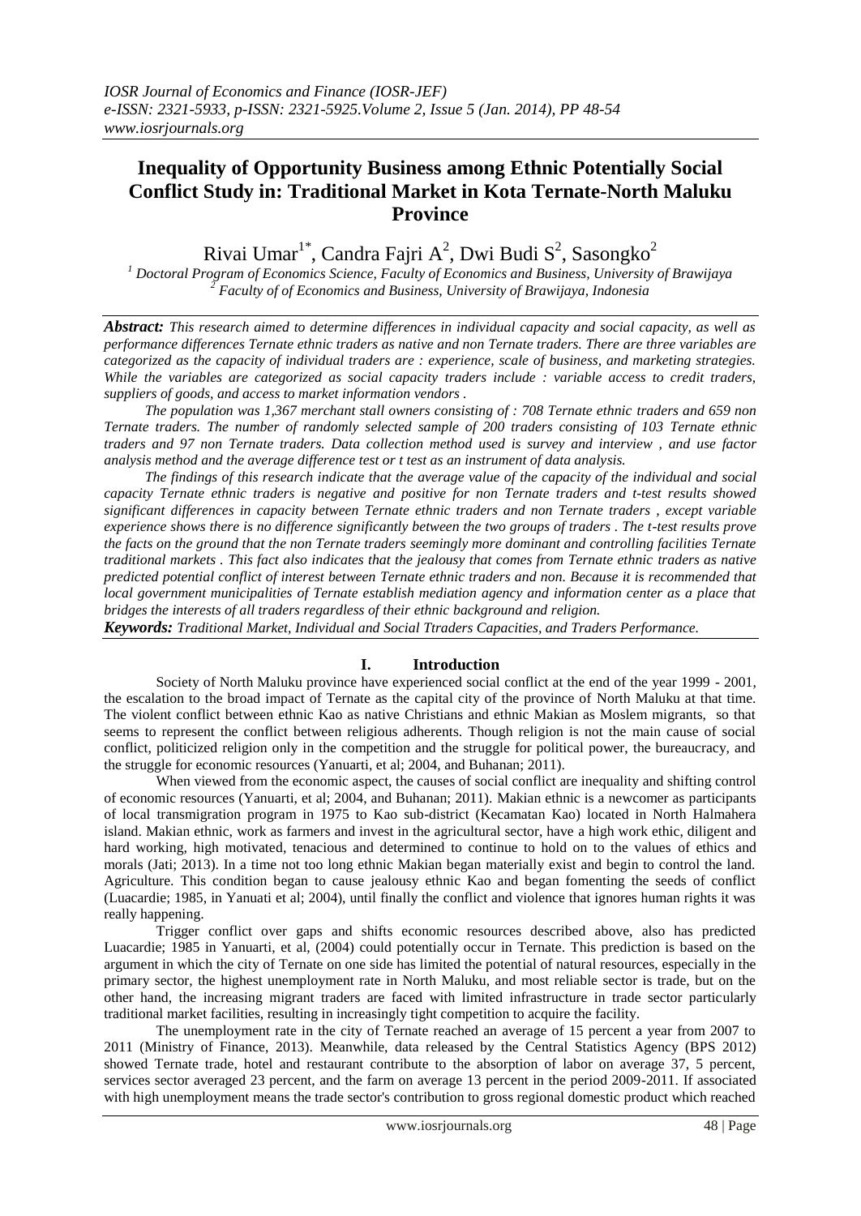# Inequality of Opportunity Business among Ethnic Potentially Social Conflict Study in: Traditional Market in Kota Ternate-North Maluku Province

Rivai Umar[1*], Candra Fajri A[2], Dwi Budi S[2], Sasongko[2]

[1] *Doctoral Program of Economics Science, Faculty of Economics and Business, University of Brawijaya*
[2] *Faculty of of Economics and Business, University of Brawijaya, Indonesia*

***Abstract:*** *This research aimed to determine differences in individual capacity and social capacity, as well as performance differences Ternate ethnic traders as native and non Ternate traders. There are three variables are categorized as the capacity of individual traders are : experience, scale of business, and marketing strategies. While the variables are categorized as social capacity traders include : variable access to credit traders, suppliers of goods, and access to market information vendors .*

*The population was 1,367 merchant stall owners consisting of : 708 Ternate ethnic traders and 659 non Ternate traders. The number of randomly selected sample of 200 traders consisting of 103 Ternate ethnic traders and 97 non Ternate traders. Data collection method used is survey and interview , and use factor analysis method and the average difference test or t test as an instrument of data analysis.*

*The findings of this research indicate that the average value of the capacity of the individual and social capacity Ternate ethnic traders is negative and positive for non Ternate traders and t-test results showed significant differences in capacity between Ternate ethnic traders and non Ternate traders , except variable experience shows there is no difference significantly between the two groups of traders . The t-test results prove the facts on the ground that the non Ternate traders seemingly more dominant and controlling facilities Ternate traditional markets . This fact also indicates that the jealousy that comes from Ternate ethnic traders as native predicted potential conflict of interest between Ternate ethnic traders and non. Because it is recommended that local government municipalities of Ternate establish mediation agency and information center as a place that bridges the interests of all traders regardless of their ethnic background and religion.*

***Keywords:*** *Traditional Market, Individual and Social Ttraders Capacities, and Traders Performance.*

## I. Introduction

Society of North Maluku province have experienced social conflict at the end of the year 1999 - 2001, the escalation to the broad impact of Ternate as the capital city of the province of North Maluku at that time. The violent conflict between ethnic Kao as native Christians and ethnic Makian as Moslem migrants, so that seems to represent the conflict between religious adherents. Though religion is not the main cause of social conflict, politicized religion only in the competition and the struggle for political power, the bureaucracy, and the struggle for economic resources (Yanuarti, et al; 2004, and Buhanan; 2011).

When viewed from the economic aspect, the causes of social conflict are inequality and shifting control of economic resources (Yanuarti, et al; 2004, and Buhanan; 2011). Makian ethnic is a newcomer as participants of local transmigration program in 1975 to Kao sub-district (Kecamatan Kao) located in North Halmahera island. Makian ethnic, work as farmers and invest in the agricultural sector, have a high work ethic, diligent and hard working, high motivated, tenacious and determined to continue to hold on to the values of ethics and morals (Jati; 2013). In a time not too long ethnic Makian began materially exist and begin to control the land. Agriculture. This condition began to cause jealousy ethnic Kao and began fomenting the seeds of conflict (Luacardie; 1985, in Yanuati et al; 2004), until finally the conflict and violence that ignores human rights it was really happening.

Trigger conflict over gaps and shifts economic resources described above, also has predicted Luacardie; 1985 in Yanuarti, et al, (2004) could potentially occur in Ternate. This prediction is based on the argument in which the city of Ternate on one side has limited the potential of natural resources, especially in the primary sector, the highest unemployment rate in North Maluku, and most reliable sector is trade, but on the other hand, the increasing migrant traders are faced with limited infrastructure in trade sector particularly traditional market facilities, resulting in increasingly tight competition to acquire the facility.

The unemployment rate in the city of Ternate reached an average of 15 percent a year from 2007 to 2011 (Ministry of Finance, 2013). Meanwhile, data released by the Central Statistics Agency (BPS 2012) showed Ternate trade, hotel and restaurant contribute to the absorption of labor on average 37, 5 percent, services sector averaged 23 percent, and the farm on average 13 percent in the period 2009-2011. If associated with high unemployment means the trade sector's contribution to gross regional domestic product which reached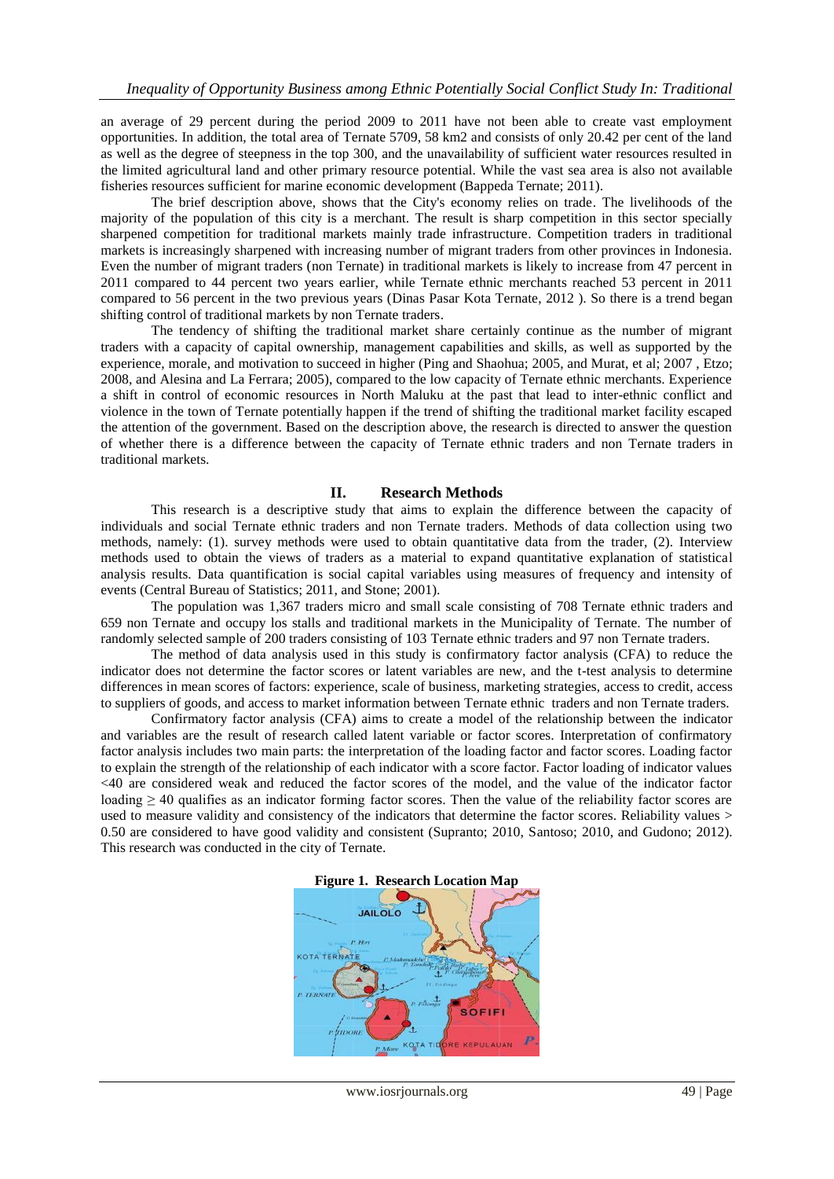an average of 29 percent during the period 2009 to 2011 have not been able to create vast employment opportunities. In addition, the total area of Ternate 5709, 58 km2 and consists of only 20.42 per cent of the land as well as the degree of steepness in the top 300, and the unavailability of sufficient water resources resulted in the limited agricultural land and other primary resource potential. While the vast sea area is also not available fisheries resources sufficient for marine economic development (Bappeda Ternate; 2011).

The brief description above, shows that the City's economy relies on trade. The livelihoods of the majority of the population of this city is a merchant. The result is sharp competition in this sector specially sharpened competition for traditional markets mainly trade infrastructure. Competition traders in traditional markets is increasingly sharpened with increasing number of migrant traders from other provinces in Indonesia. Even the number of migrant traders (non Ternate) in traditional markets is likely to increase from 47 percent in 2011 compared to 44 percent two years earlier, while Ternate ethnic merchants reached 53 percent in 2011 compared to 56 percent in the two previous years (Dinas Pasar Kota Ternate, 2012 ). So there is a trend began shifting control of traditional markets by non Ternate traders.

The tendency of shifting the traditional market share certainly continue as the number of migrant traders with a capacity of capital ownership, management capabilities and skills, as well as supported by the experience, morale, and motivation to succeed in higher (Ping and Shaohua; 2005, and Murat, et al; 2007 , Etzo; 2008, and Alesina and La Ferrara; 2005), compared to the low capacity of Ternate ethnic merchants. Experience a shift in control of economic resources in North Maluku at the past that lead to inter-ethnic conflict and violence in the town of Ternate potentially happen if the trend of shifting the traditional market facility escaped the attention of the government. Based on the description above, the research is directed to answer the question of whether there is a difference between the capacity of Ternate ethnic traders and non Ternate traders in traditional markets.

## II. Research Methods

This research is a descriptive study that aims to explain the difference between the capacity of individuals and social Ternate ethnic traders and non Ternate traders. Methods of data collection using two methods, namely: (1). survey methods were used to obtain quantitative data from the trader, (2). Interview methods used to obtain the views of traders as a material to expand quantitative explanation of statistical analysis results. Data quantification is social capital variables using measures of frequency and intensity of events (Central Bureau of Statistics; 2011, and Stone; 2001).

The population was 1,367 traders micro and small scale consisting of 708 Ternate ethnic traders and 659 non Ternate and occupy los stalls and traditional markets in the Municipality of Ternate. The number of randomly selected sample of 200 traders consisting of 103 Ternate ethnic traders and 97 non Ternate traders.

The method of data analysis used in this study is confirmatory factor analysis (CFA) to reduce the indicator does not determine the factor scores or latent variables are new, and the t-test analysis to determine differences in mean scores of factors: experience, scale of business, marketing strategies, access to credit, access to suppliers of goods, and access to market information between Ternate ethnic traders and non Ternate traders.

Confirmatory factor analysis (CFA) aims to create a model of the relationship between the indicator and variables are the result of research called latent variable or factor scores. Interpretation of confirmatory factor analysis includes two main parts: the interpretation of the loading factor and factor scores. Loading factor to explain the strength of the relationship of each indicator with a score factor. Factor loading of indicator values <40 are considered weak and reduced the factor scores of the model, and the value of the indicator factor loading $\geq$ 40 qualifies as an indicator forming factor scores. Then the value of the reliability factor scores are used to measure validity and consistency of the indicators that determine the factor scores. Reliability values > 0.50 are considered to have good validity and consistent (Supranto; 2010, Santoso; 2010, and Gudono; 2012). This research was conducted in the city of Ternate.

**Figure 1. Research Location Map**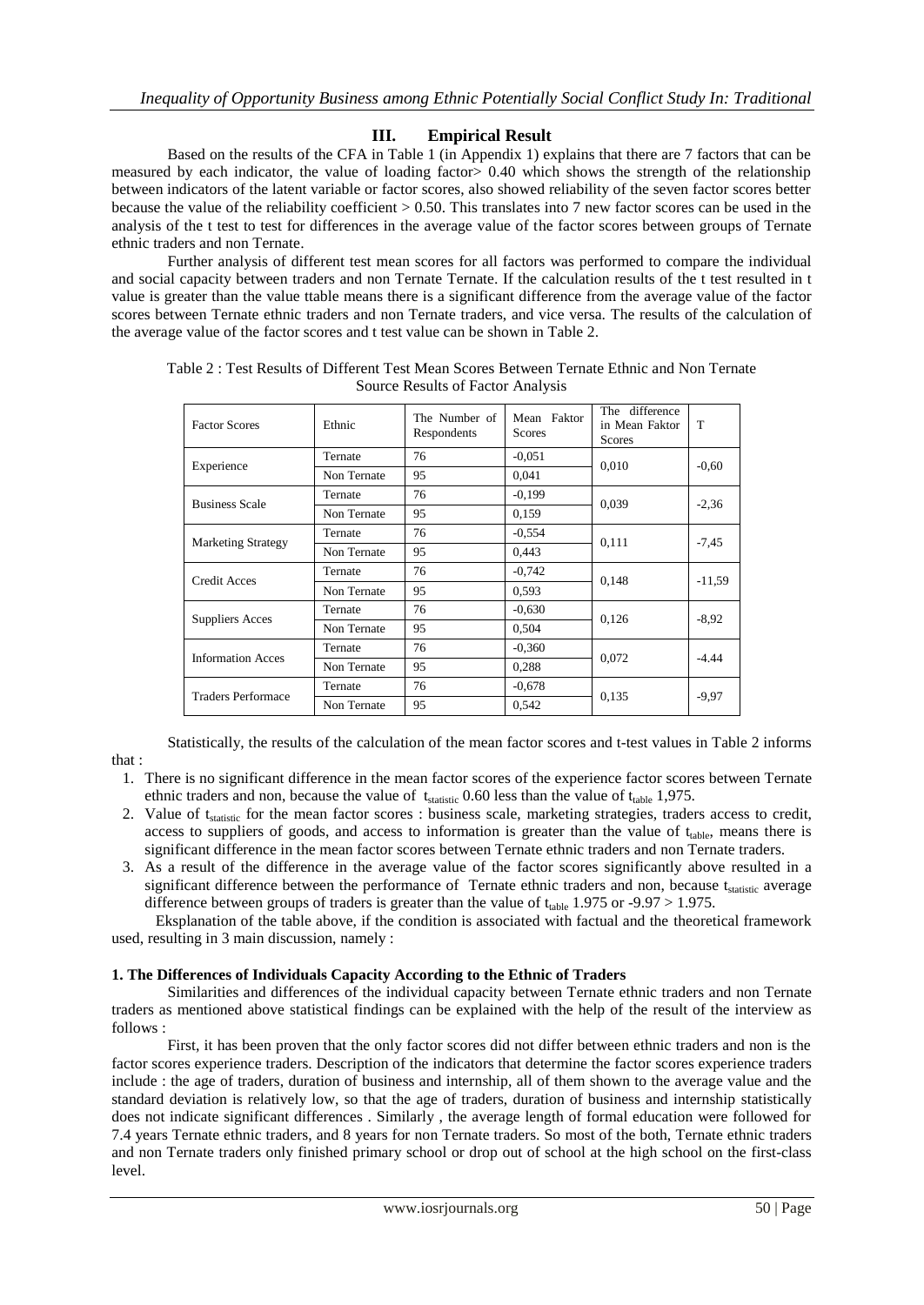## III. Empirical Result

Based on the results of the CFA in Table 1 (in Appendix 1) explains that there are 7 factors that can be measured by each indicator, the value of loading factor> 0.40 which shows the strength of the relationship between indicators of the latent variable or factor scores, also showed reliability of the seven factor scores better because the value of the reliability coefficient > 0.50. This translates into 7 new factor scores can be used in the analysis of the t test to test for differences in the average value of the factor scores between groups of Ternate ethnic traders and non Ternate.

Further analysis of different test mean scores for all factors was performed to compare the individual and social capacity between traders and non Ternate Ternate. If the calculation results of the t test resulted in t value is greater than the value ttable means there is a significant difference from the average value of the factor scores between Ternate ethnic traders and non Ternate traders, and vice versa. The results of the calculation of the average value of the factor scores and t test value can be shown in Table 2.

Table 2 : Test Results of Different Test Mean Scores Between Ternate Ethnic and Non Ternate Source Results of Factor Analysis

| Factor Scores | Ethnic | The Number of Respondents | Mean Faktor Scores | The difference in Mean Faktor Scores | T |
|---|---|---|---|---|---|
| Experience | Ternate | 76 | -0,051 | 0,010 | -0,60 |
| | Non Ternate | 95 | 0,041 | | |
| Business Scale | Ternate | 76 | -0,199 | 0,039 | -2,36 |
| | Non Ternate | 95 | 0,159 | | |
| Marketing Strategy | Ternate | 76 | -0,554 | 0,111 | -7,45 |
| | Non Ternate | 95 | 0,443 | | |
| Credit Acces | Ternate | 76 | -0,742 | 0,148 | -11,59 |
| | Non Ternate | 95 | 0,593 | | |
| Suppliers Acces | Ternate | 76 | -0,630 | 0,126 | -8,92 |
| | Non Ternate | 95 | 0,504 | | |
| Information Acces | Ternate | 76 | -0,360 | 0,072 | -4.44 |
| | Non Ternate | 95 | 0,288 | | |
| Traders Performace | Ternate | 76 | -0,678 | 0,135 | -9,97 |
| | Non Ternate | 95 | 0,542 | | |

Statistically, the results of the calculation of the mean factor scores and t-test values in Table 2 informs that :

1. There is no significant difference in the mean factor scores of the experience factor scores between Ternate ethnic traders and non, because the value of $t_{statistic}$ 0.60 less than the value of $t_{table}$ 1,975.
2. Value of $t_{statistic}$ for the mean factor scores : business scale, marketing strategies, traders access to credit, access to suppliers of goods, and access to information is greater than the value of $t_{table}$, means there is significant difference in the mean factor scores between Ternate ethnic traders and non Ternate traders.
3. As a result of the difference in the average value of the factor scores significantly above resulted in a significant difference between the performance of Ternate ethnic traders and non, because $t_{statistic}$ average difference between groups of traders is greater than the value of $t_{table}$ 1.975 or -9.97 > 1.975.

Eksplanation of the table above, if the condition is associated with factual and the theoretical framework used, resulting in 3 main discussion, namely :

### 1. The Differences of Individuals Capacity According to the Ethnic of Traders

Similarities and differences of the individual capacity between Ternate ethnic traders and non Ternate traders as mentioned above statistical findings can be explained with the help of the result of the interview as follows :

First, it has been proven that the only factor scores did not differ between ethnic traders and non is the factor scores experience traders. Description of the indicators that determine the factor scores experience traders include : the age of traders, duration of business and internship, all of them shown to the average value and the standard deviation is relatively low, so that the age of traders, duration of business and internship statistically does not indicate significant differences . Similarly , the average length of formal education were followed for 7.4 years Ternate ethnic traders, and 8 years for non Ternate traders. So most of the both, Ternate ethnic traders and non Ternate traders only finished primary school or drop out of school at the high school on the first-class level.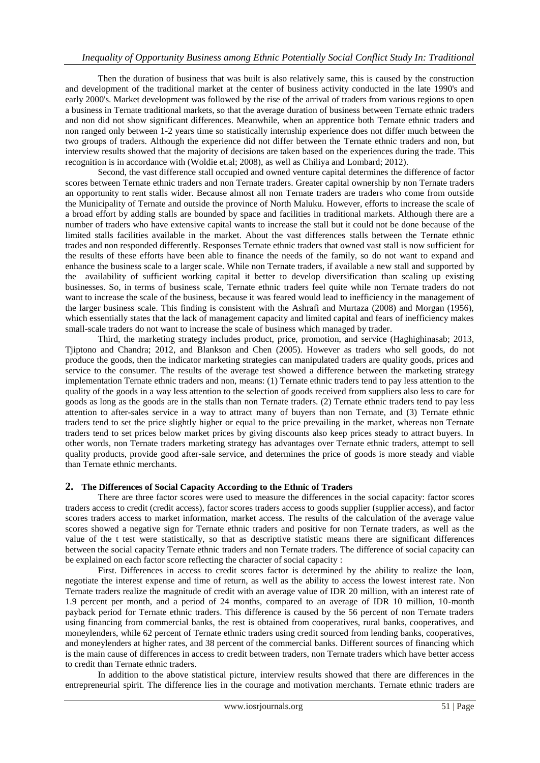Then the duration of business that was built is also relatively same, this is caused by the construction and development of the traditional market at the center of business activity conducted in the late 1990's and early 2000's. Market development was followed by the rise of the arrival of traders from various regions to open a business in Ternate traditional markets, so that the average duration of business between Ternate ethnic traders and non did not show significant differences. Meanwhile, when an apprentice both Ternate ethnic traders and non ranged only between 1-2 years time so statistically internship experience does not differ much between the two groups of traders. Although the experience did not differ between the Ternate ethnic traders and non, but interview results showed that the majority of decisions are taken based on the experiences during the trade. This recognition is in accordance with (Woldie et.al; 2008), as well as Chiliya and Lombard; 2012).

Second, the vast difference stall occupied and owned venture capital determines the difference of factor scores between Ternate ethnic traders and non Ternate traders. Greater capital ownership by non Ternate traders an opportunity to rent stalls wider. Because almost all non Ternate traders are traders who come from outside the Municipality of Ternate and outside the province of North Maluku. However, efforts to increase the scale of a broad effort by adding stalls are bounded by space and facilities in traditional markets. Although there are a number of traders who have extensive capital wants to increase the stall but it could not be done because of the limited stalls facilities available in the market. About the vast differences stalls between the Ternate ethnic trades and non responded differently. Responses Ternate ethnic traders that owned vast stall is now sufficient for the results of these efforts have been able to finance the needs of the family, so do not want to expand and enhance the business scale to a larger scale. While non Ternate traders, if available a new stall and supported by the availability of sufficient working capital it better to develop diversification than scaling up existing businesses. So, in terms of business scale, Ternate ethnic traders feel quite while non Ternate traders do not want to increase the scale of the business, because it was feared would lead to inefficiency in the management of the larger business scale. This finding is consistent with the Ashrafi and Murtaza (2008) and Morgan (1956), which essentially states that the lack of management capacity and limited capital and fears of inefficiency makes small-scale traders do not want to increase the scale of business which managed by trader.

Third, the marketing strategy includes product, price, promotion, and service (Haghighinasab; 2013, Tjiptono and Chandra; 2012, and Blankson and Chen (2005). However as traders who sell goods, do not produce the goods, then the indicator marketing strategies can manipulated traders are quality goods, prices and service to the consumer. The results of the average test showed a difference between the marketing strategy implementation Ternate ethnic traders and non, means: (1) Ternate ethnic traders tend to pay less attention to the quality of the goods in a way less attention to the selection of goods received from suppliers also less to care for goods as long as the goods are in the stalls than non Ternate traders. (2) Ternate ethnic traders tend to pay less attention to after-sales service in a way to attract many of buyers than non Ternate, and (3) Ternate ethnic traders tend to set the price slightly higher or equal to the price prevailing in the market, whereas non Ternate traders tend to set prices below market prices by giving discounts also keep prices steady to attract buyers. In other words, non Ternate traders marketing strategy has advantages over Ternate ethnic traders, attempt to sell quality products, provide good after-sale service, and determines the price of goods is more steady and viable than Ternate ethnic merchants.

## 2. The Differences of Social Capacity According to the Ethnic of Traders

There are three factor scores were used to measure the differences in the social capacity: factor scores traders access to credit (credit access), factor scores traders access to goods supplier (supplier access), and factor scores traders access to market information, market access. The results of the calculation of the average value scores showed a negative sign for Ternate ethnic traders and positive for non Ternate traders, as well as the value of the t test were statistically, so that as descriptive statistic means there are significant differences between the social capacity Ternate ethnic traders and non Ternate traders. The difference of social capacity can be explained on each factor score reflecting the character of social capacity :

First. Differences in access to credit scores factor is determined by the ability to realize the loan, negotiate the interest expense and time of return, as well as the ability to access the lowest interest rate. Non Ternate traders realize the magnitude of credit with an average value of IDR 20 million, with an interest rate of 1.9 percent per month, and a period of 24 months, compared to an average of IDR 10 million, 10-month payback period for Ternate ethnic traders. This difference is caused by the 56 percent of non Ternate traders using financing from commercial banks, the rest is obtained from cooperatives, rural banks, cooperatives, and moneylenders, while 62 percent of Ternate ethnic traders using credit sourced from lending banks, cooperatives, and moneylenders at higher rates, and 38 percent of the commercial banks. Different sources of financing which is the main cause of differences in access to credit between traders, non Ternate traders which have better access to credit than Ternate ethnic traders.

In addition to the above statistical picture, interview results showed that there are differences in the entrepreneurial spirit. The difference lies in the courage and motivation merchants. Ternate ethnic traders are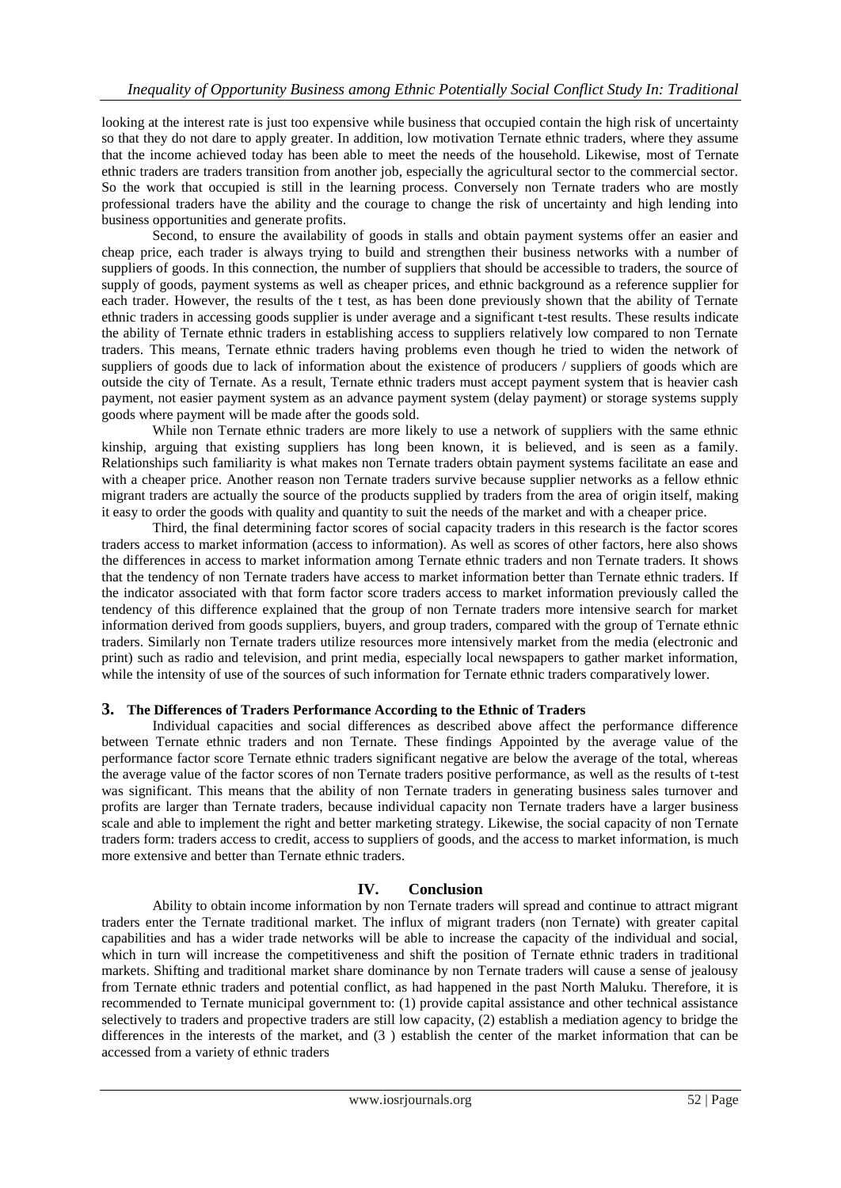looking at the interest rate is just too expensive while business that occupied contain the high risk of uncertainty so that they do not dare to apply greater. In addition, low motivation Ternate ethnic traders, where they assume that the income achieved today has been able to meet the needs of the household. Likewise, most of Ternate ethnic traders are traders transition from another job, especially the agricultural sector to the commercial sector. So the work that occupied is still in the learning process. Conversely non Ternate traders who are mostly professional traders have the ability and the courage to change the risk of uncertainty and high lending into business opportunities and generate profits.

Second, to ensure the availability of goods in stalls and obtain payment systems offer an easier and cheap price, each trader is always trying to build and strengthen their business networks with a number of suppliers of goods. In this connection, the number of suppliers that should be accessible to traders, the source of supply of goods, payment systems as well as cheaper prices, and ethnic background as a reference supplier for each trader. However, the results of the t test, as has been done previously shown that the ability of Ternate ethnic traders in accessing goods supplier is under average and a significant t-test results. These results indicate the ability of Ternate ethnic traders in establishing access to suppliers relatively low compared to non Ternate traders. This means, Ternate ethnic traders having problems even though he tried to widen the network of suppliers of goods due to lack of information about the existence of producers / suppliers of goods which are outside the city of Ternate. As a result, Ternate ethnic traders must accept payment system that is heavier cash payment, not easier payment system as an advance payment system (delay payment) or storage systems supply goods where payment will be made after the goods sold.

While non Ternate ethnic traders are more likely to use a network of suppliers with the same ethnic kinship, arguing that existing suppliers has long been known, it is believed, and is seen as a family. Relationships such familiarity is what makes non Ternate traders obtain payment systems facilitate an ease and with a cheaper price. Another reason non Ternate traders survive because supplier networks as a fellow ethnic migrant traders are actually the source of the products supplied by traders from the area of origin itself, making it easy to order the goods with quality and quantity to suit the needs of the market and with a cheaper price.

Third, the final determining factor scores of social capacity traders in this research is the factor scores traders access to market information (access to information). As well as scores of other factors, here also shows the differences in access to market information among Ternate ethnic traders and non Ternate traders. It shows that the tendency of non Ternate traders have access to market information better than Ternate ethnic traders. If the indicator associated with that form factor score traders access to market information previously called the tendency of this difference explained that the group of non Ternate traders more intensive search for market information derived from goods suppliers, buyers, and group traders, compared with the group of Ternate ethnic traders. Similarly non Ternate traders utilize resources more intensively market from the media (electronic and print) such as radio and television, and print media, especially local newspapers to gather market information, while the intensity of use of the sources of such information for Ternate ethnic traders comparatively lower.

### 3. The Differences of Traders Performance According to the Ethnic of Traders

Individual capacities and social differences as described above affect the performance difference between Ternate ethnic traders and non Ternate. These findings Appointed by the average value of the performance factor score Ternate ethnic traders significant negative are below the average of the total, whereas the average value of the factor scores of non Ternate traders positive performance, as well as the results of t-test was significant. This means that the ability of non Ternate traders in generating business sales turnover and profits are larger than Ternate traders, because individual capacity non Ternate traders have a larger business scale and able to implement the right and better marketing strategy. Likewise, the social capacity of non Ternate traders form: traders access to credit, access to suppliers of goods, and the access to market information, is much more extensive and better than Ternate ethnic traders.

## IV. Conclusion

Ability to obtain income information by non Ternate traders will spread and continue to attract migrant traders enter the Ternate traditional market. The influx of migrant traders (non Ternate) with greater capital capabilities and has a wider trade networks will be able to increase the capacity of the individual and social, which in turn will increase the competitiveness and shift the position of Ternate ethnic traders in traditional markets. Shifting and traditional market share dominance by non Ternate traders will cause a sense of jealousy from Ternate ethnic traders and potential conflict, as had happened in the past North Maluku. Therefore, it is recommended to Ternate municipal government to: (1) provide capital assistance and other technical assistance selectively to traders and propective traders are still low capacity, (2) establish a mediation agency to bridge the differences in the interests of the market, and (3 ) establish the center of the market information that can be accessed from a variety of ethnic traders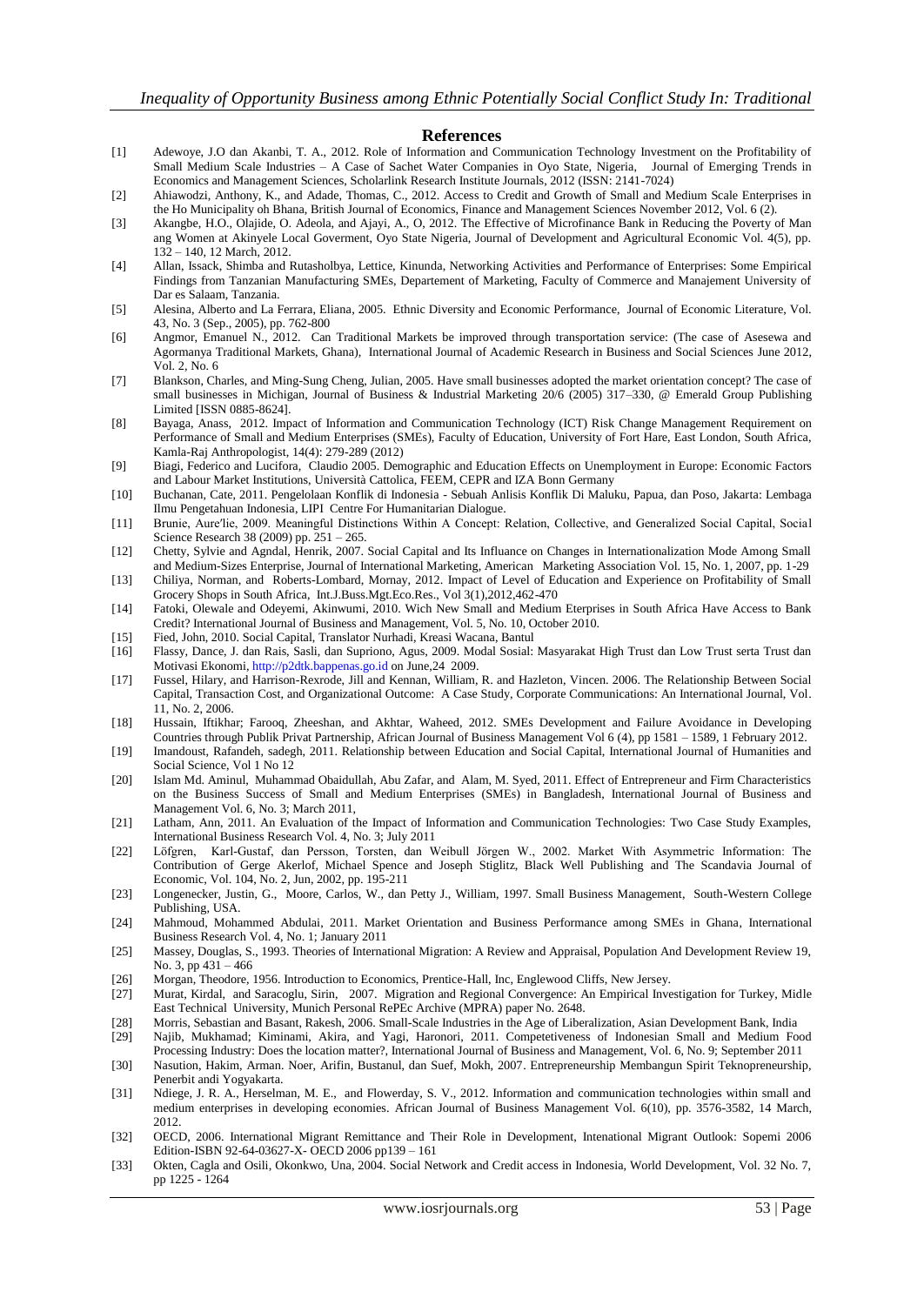## References

[1] Adewoye, J.O dan Akanbi, T. A., 2012. Role of Information and Communication Technology Investment on the Profitability of Small Medium Scale Industries – A Case of Sachet Water Companies in Oyo State, Nigeria, Journal of Emerging Trends in Economics and Management Sciences, Scholarlink Research Institute Journals, 2012 (ISSN: 2141-7024)

[2] Ahiawodzi, Anthony, K., and Adade, Thomas, C., 2012. Access to Credit and Growth of Small and Medium Scale Enterprises in the Ho Municipality oh Bhana, British Journal of Economics, Finance and Management Sciences November 2012, Vol. 6 (2).

[3] Akangbe, H.O., Olajide, O. Adeola, and Ajayi, A., O, 2012. The Effective of Microfinance Bank in Reducing the Poverty of Man ang Women at Akinyele Local Goverment, Oyo State Nigeria, Journal of Development and Agricultural Economic Vol. 4(5), pp. 132 – 140, 12 March, 2012.

[4] Allan, Issack, Shimba and Rutasholbya, Lettice, Kinunda, Networking Activities and Performance of Enterprises: Some Empirical Findings from Tanzanian Manufacturing SMEs, Departement of Marketing, Faculty of Commerce and Manajement University of Dar es Salaam, Tanzania.

[5] Alesina, Alberto and La Ferrara, Eliana, 2005. Ethnic Diversity and Economic Performance, Journal of Economic Literature, Vol. 43, No. 3 (Sep., 2005), pp. 762-800

[6] Angmor, Emanuel N., 2012. Can Traditional Markets be improved through transportation service: (The case of Asesewa and Agormanya Traditional Markets, Ghana), International Journal of Academic Research in Business and Social Sciences June 2012, Vol. 2, No. 6

[7] Blankson, Charles, and Ming-Sung Cheng, Julian, 2005. Have small businesses adopted the market orientation concept? The case of small businesses in Michigan, Journal of Business & Industrial Marketing 20/6 (2005) 317–330, @ Emerald Group Publishing Limited [ISSN 0885-8624].

[8] Bayaga, Anass, 2012. Impact of Information and Communication Technology (ICT) Risk Change Management Requirement on Performance of Small and Medium Enterprises (SMEs), Faculty of Education, University of Fort Hare, East London, South Africa, Kamla-Raj Anthropologist, 14(4): 279-289 (2012)

[9] Biagi, Federico and Lucifora, Claudio 2005. Demographic and Education Effects on Unemployment in Europe: Economic Factors and Labour Market Institutions, Università Cattolica, FEEM, CEPR and IZA Bonn Germany

[10] Buchanan, Cate, 2011. Pengelolaan Konflik di Indonesia - Sebuah Anlisis Konflik Di Maluku, Papua, dan Poso, Jakarta: Lembaga Ilmu Pengetahuan Indonesia, LIPI Centre For Humanitarian Dialogue.

[11] Brunie, Aure'lie, 2009. Meaningful Distinctions Within A Concept: Relation, Collective, and Generalized Social Capital, Social Science Research 38 (2009) pp. 251 – 265.

[12] Chetty, Sylvie and Agndal, Henrik, 2007. Social Capital and Its Influence on Changes in Internationalization Mode Among Small and Medium-Sizes Enterprise, Journal of International Marketing, American Marketing Association Vol. 15, No. 1, 2007, pp. 1-29

[13] Chiliya, Norman, and Roberts-Lombard, Mornay, 2012. Impact of Level of Education and Experience on Profitability of Small Grocery Shops in South Africa, Int.J.Buss.Mgt.Eco.Res., Vol 3(1),2012,462-470

[14] Fatoki, Olewale and Odeyemi, Akinwumi, 2010. Wich New Small and Medium Eterprises in South Africa Have Access to Bank Credit? International Journal of Business and Management, Vol. 5, No. 10, October 2010.

[15] Fied, John, 2010. Social Capital, Translator Nurhadi, Kreasi Wacana, Bantul

[16] Flassy, Dance, J. dan Rais, Sasli, dan Supriono, Agus, 2009. Modal Sosial: Masyarakat High Trust dan Low Trust serta Trust dan Motivasi Ekonomi, http://p2dtk.bappenas.go.id on June,24 2009.

[17] Fussel, Hilary, and Harrison-Rexrode, Jill and Kennan, William, R. and Hazleton, Vincen. 2006. The Relationship Between Social Capital, Transaction Cost, and Organizational Outcome: A Case Study, Corporate Communications: An International Journal, Vol. 11, No. 2, 2006.

[18] Hussain, Iftikhar; Farooq, Zheeshan, and Akhtar, Waheed, 2012. SMEs Development and Failure Avoidance in Developing Countries through Publik Privat Partnership, African Journal of Business Management Vol 6 (4), pp 1581 – 1589, 1 February 2012.

[19] Imandoust, Rafandeh, sadegh, 2011. Relationship between Education and Social Capital, International Journal of Humanities and Social Science, Vol 1 No 12

[20] Islam Md. Aminul, Muhammad Obaidullah, Abu Zafar, and Alam, M. Syed, 2011. Effect of Entrepreneur and Firm Characteristics on the Business Success of Small and Medium Enterprises (SMEs) in Bangladesh, International Journal of Business and Management Vol. 6, No. 3; March 2011,

[21] Latham, Ann, 2011. An Evaluation of the Impact of Information and Communication Technologies: Two Case Study Examples, International Business Research Vol. 4, No. 3; July 2011

[22] Löfgren, Karl-Gustaf, dan Persson, Torsten, dan Weibull Jörgen W., 2002. Market With Asymmetric Information: The Contribution of Gerge Akerlof, Michael Spence and Joseph Stiglitz, Black Well Publishing and The Scandavia Journal of Economic, Vol. 104, No. 2, Jun, 2002, pp. 195-211

[23] Longenecker, Justin, G., Moore, Carlos, W., dan Petty J., William, 1997. Small Business Management, South-Western College Publishing, USA.

[24] Mahmoud, Mohammed Abdulai, 2011. Market Orientation and Business Performance among SMEs in Ghana, International Business Research Vol. 4, No. 1; January 2011

[25] Massey, Douglas, S., 1993. Theories of International Migration: A Review and Appraisal, Population And Development Review 19, No. 3, pp 431 – 466

[26] Morgan, Theodore, 1956. Introduction to Economics, Prentice-Hall, Inc, Englewood Cliffs, New Jersey.

[27] Murat, Kirdal, and Saracoglu, Sirin, 2007. Migration and Regional Convergence: An Empirical Investigation for Turkey, Midle East Technical University, Munich Personal RePEc Archive (MPRA) paper No. 2648.

[28] Morris, Sebastian and Basant, Rakesh, 2006. Small-Scale Industries in the Age of Liberalization, Asian Development Bank, India

[29] Najib, Mukhamad; Kiminami, Akira, and Yagi, Haronori, 2011. Competetiveness of Indonesian Small and Medium Food Processing Industry: Does the location matter?, International Journal of Business and Management, Vol. 6, No. 9; September 2011

[30] Nasution, Hakim, Arman. Noer, Arifin, Bustanul, dan Suef, Mokh, 2007. Entrepreneurship Membangun Spirit Teknopreneurship, Penerbit andi Yogyakarta.

[31] Ndiege, J. R. A., Herselman, M. E., and Flowerday, S. V., 2012. Information and communication technologies within small and medium enterprises in developing economies. African Journal of Business Management Vol. 6(10), pp. 3576-3582, 14 March, 2012.

[32] OECD, 2006. International Migrant Remittance and Their Role in Development, Intenational Migrant Outlook: Sopemi 2006 Edition-ISBN 92-64-03627-X- OECD 2006 pp139 – 161

[33] Okten, Cagla and Osili, Okonkwo, Una, 2004. Social Network and Credit access in Indonesia, World Development, Vol. 32 No. 7, pp 1225 - 1264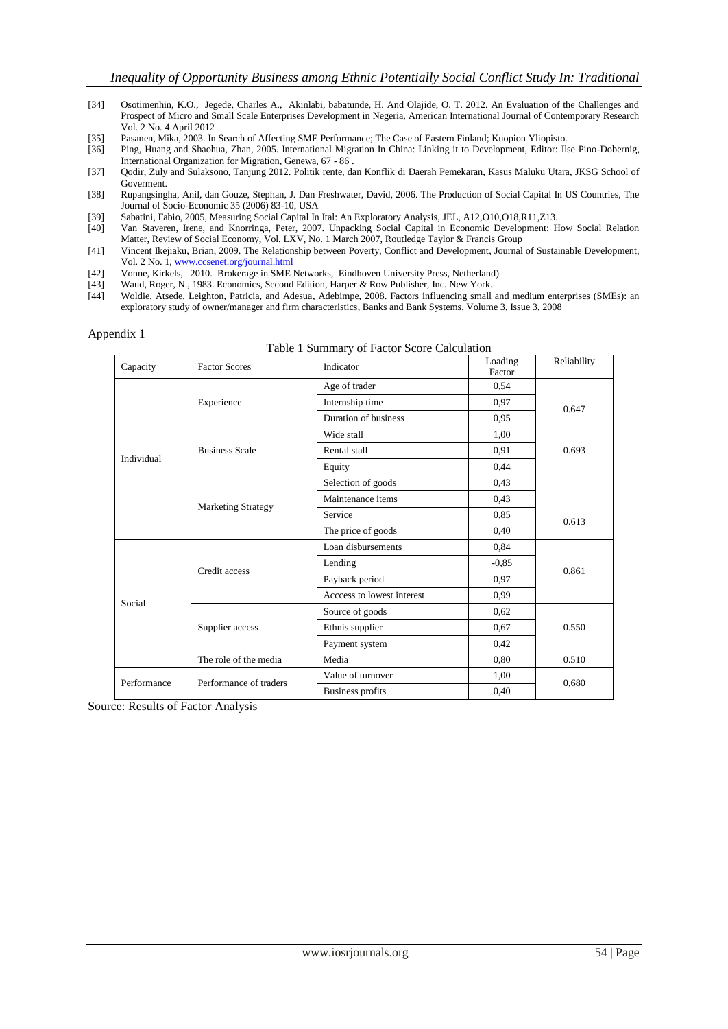[34] Osotimenhin, K.O., Jegede, Charles A., Akinlabi, babatunde, H. And Olajide, O. T. 2012. An Evaluation of the Challenges and Prospect of Micro and Small Scale Enterprises Development in Negeria, American International Journal of Contemporary Research Vol. 2 No. 4 April 2012

[35] Pasanen, Mika, 2003. In Search of Affecting SME Performance; The Case of Eastern Finland; Kuopion Yliopisto.

[36] Ping, Huang and Shaohua, Zhan, 2005. International Migration In China: Linking it to Development, Editor: Ilse Pino-Dobernig, International Organization for Migration, Genewa, 67 - 86 .

[37] Qodir, Zuly and Sulaksono, Tanjung 2012. Politik rente, dan Konflik di Daerah Pemekaran, Kasus Maluku Utara, JKSG School of Goverment.

[38] Rupangsingha, Anil, dan Gouze, Stephan, J. Dan Freshwater, David, 2006. The Production of Social Capital In US Countries, The Journal of Socio-Economic 35 (2006) 83-10, USA

[39] Sabatini, Fabio, 2005, Measuring Social Capital In Ital: An Exploratory Analysis, JEL, A12,O10,O18,R11,Z13.

[40] Van Staveren, Irene, and Knorringa, Peter, 2007. Unpacking Social Capital in Economic Development: How Social Relation Matter, Review of Social Economy, Vol. LXV, No. 1 March 2007, Routledge Taylor & Francis Group

[41] Vincent Ikejiaku, Brian, 2009. The Relationship between Poverty, Conflict and Development, Journal of Sustainable Development, Vol. 2 No. 1, www.ccsenet.org/journal.html

[42] Vonne, Kirkels, 2010. Brokerage in SME Networks, Eindhoven University Press, Netherland)

[43] Waud, Roger, N., 1983. Economics, Second Edition, Harper & Row Publisher, Inc. New York.

[44] Woldie, Atsede, Leighton, Patricia, and Adesua, Adebimpe, 2008. Factors influencing small and medium enterprises (SMEs): an exploratory study of owner/manager and firm characteristics, Banks and Bank Systems, Volume 3, Issue 3, 2008

## Appendix 1

Table 1 Summary of Factor Score Calculation

| Capacity | Factor Scores | Indicator | Loading Factor | Reliability |
|---|---|---|---|---|
| Individual | Experience | Age of trader | 0,54 | 0.647 |
| | | Internship time | 0,97 | |
| | | Duration of business | 0,95 | |
| | Business Scale | Wide stall | 1,00 | 0.693 |
| | | Rental stall | 0,91 | |
| | | Equity | 0,44 | |
| | Marketing Strategy | Selection of goods | 0,43 | 0.613 |
| | | Maintenance items | 0,43 | |
| | | Service | 0,85 | |
| | | The price of goods | 0,40 | |
| Social | Credit access | Loan disbursements | 0,84 | 0.861 |
| | | Lending | -0,85 | |
| | | Payback period | 0,97 | |
| | | Acccess to lowest interest | 0,99 | |
| | Supplier access | Source of goods | 0,62 | 0.550 |
| | | Ethnis supplier | 0,67 | |
| | | Payment system | 0,42 | |
| | The role of the media | Media | 0,80 | 0.510 |
| Performance | Performance of traders | Value of turnover | 1,00 | 0,680 |
| | | Business profits | 0,40 | |

Source: Results of Factor Analysis